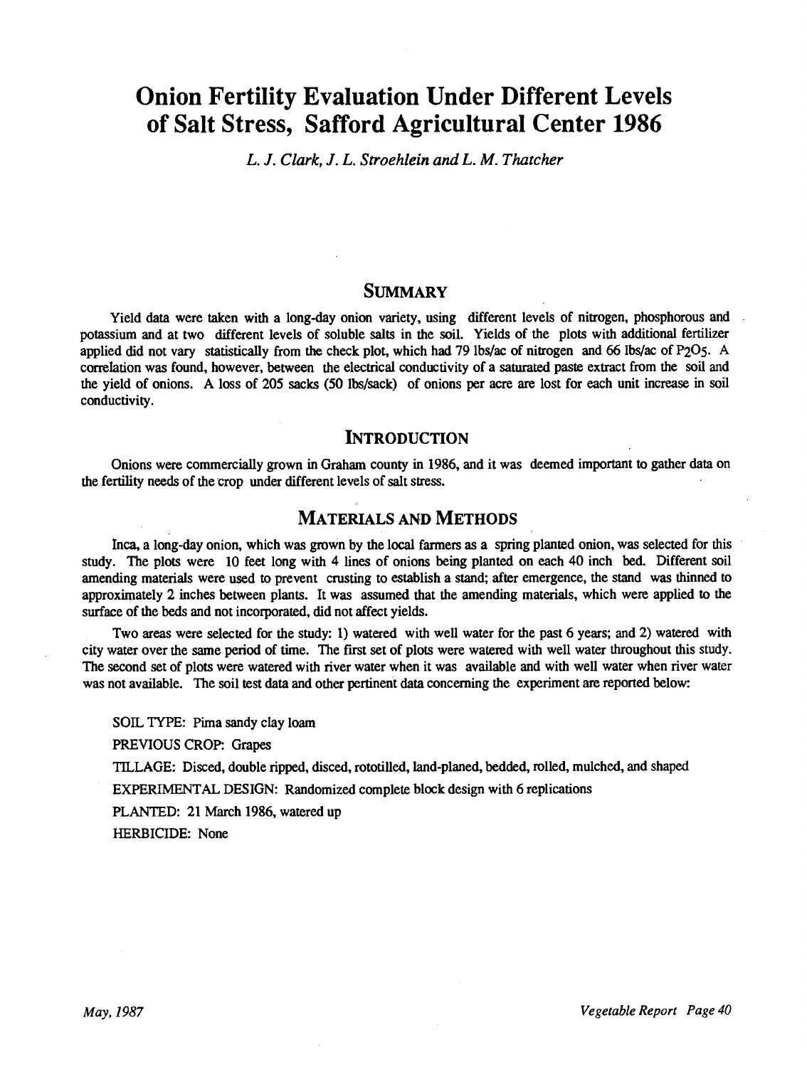# Onion Fertility Evaluation Under Different Levels of Salt Stress, Safford Agricultural Center 1986

*L. J. Clark, J. L. Stroehlein and L. M. Thatcher*

## Summary

Yield data were taken with a long-day onion variety, using different levels of nitrogen, phosphorous and potassium and at two different levels of soluble salts in the soil. Yields of the plots with additional fertilizer applied did not vary statistically from the check plot, which had 79 lbs/ac of nitrogen and 66 lbs/ac of $P_2O_5$. A correlation was found, however, between the electrical conductivity of a saturated paste extract from the soil and the yield of onions. A loss of 205 sacks (50 lbs/sack) of onions per acre are lost for each unit increase in soil conductivity.

## Introduction

Onions were commercially grown in Graham county in 1986, and it was deemed important to gather data on the fertility needs of the crop under different levels of salt stress.

## Materials and Methods

Inca, a long-day onion, which was grown by the local farmers as a spring planted onion, was selected for this study. The plots were 10 feet long with 4 lines of onions being planted on each 40 inch bed. Different soil amending materials were used to prevent crusting to establish a stand; after emergence, the stand was thinned to approximately 2 inches between plants. It was assumed that the amending materials, which were applied to the surface of the beds and not incorporated, did not affect yields.

Two areas were selected for the study: 1) watered with well water for the past 6 years; and 2) watered with city water over the same period of time. The first set of plots were watered with well water throughout this study. The second set of plots were watered with river water when it was available and with well water when river water was not available. The soil test data and other pertinent data concerning the experiment are reported below:

SOIL TYPE: Pima sandy clay loam

PREVIOUS CROP: Grapes

TILLAGE: Disced, double ripped, disced, rototilled, land-planed, bedded, rolled, mulched, and shaped

EXPERIMENTAL DESIGN: Randomized complete block design with 6 replications

PLANTED: 21 March 1986, watered up

HERBICIDE: None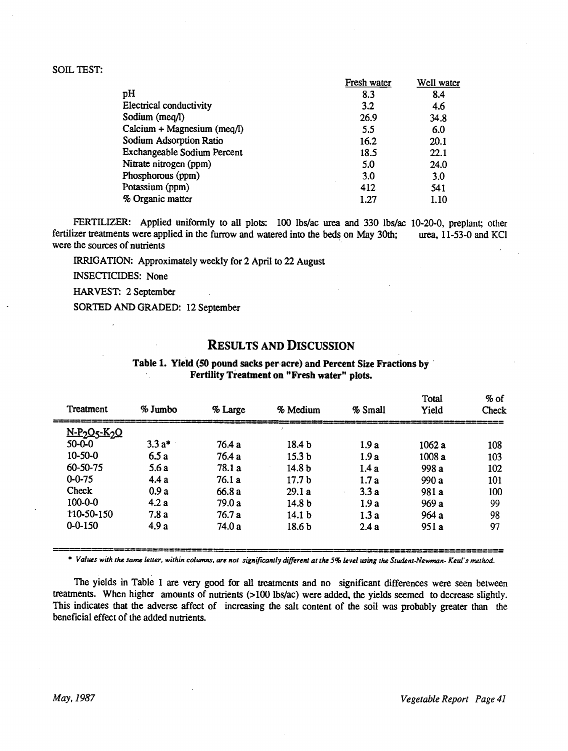SOIL TEST:

| | Fresh water | Well water |
|---|---|---|
| pH | 8.3 | 8.4 |
| Electrical conductivity | 3.2 | 4.6 |
| Sodium (meq/l) | 26.9 | 34.8 |
| Calcium + Magnesium (meq/l) | 5.5 | 6.0 |
| Sodium Adsorption Ratio | 16.2 | 20.1 |
| Exchangeable Sodium Percent | 18.5 | 22.1 |
| Nitrate nitrogen (ppm) | 5.0 | 24.0 |
| Phosphorous (ppm) | 3.0 | 3.0 |
| Potassium (ppm) | 412 | 541 |
| % Organic matter | 1.27 | 1.10 |

FERTILIZER: Applied uniformly to all plots: 100 lbs/ac urea and 330 lbs/ac 10-20-0, preplant; other fertilizer treatments were applied in the furrow and watered into the beds on May 30th; urea, 11-53-0 and KCl were the sources of nutrients

IRRIGATION: Approximately weekly for 2 April to 22 August

INSECTICIDES: None

HARVEST: 2 September

SORTED AND GRADED: 12 September

## RESULTS AND DISCUSSION

**Table 1. Yield (50 pound sacks per acre) and Percent Size Fractions by Fertility Treatment on "Fresh water" plots.**

| Treatment | % Jumbo | % Large | % Medium | % Small | Total Yield | % of Check |
|---|---|---|---|---|---|---|
| $N$-$P_2O_5$-$K_2O$ | | | | | | |
| 50-0-0 | 3.3 a* | 76.4 a | 18.4 b | 1.9 a | 1062 a | 108 |
| 10-50-0 | 6.5 a | 76.4 a | 15.3 b | 1.9 a | 1008 a | 103 |
| 60-50-75 | 5.6 a | 78.1 a | 14.8 b | 1.4 a | 998 a | 102 |
| 0-0-75 | 4.4 a | 76.1 a | 17.7 b | 1.7 a | 990 a | 101 |
| Check | 0.9 a | 66.8 a | 29.1 a | 3.3 a | 981 a | 100 |
| 100-0-0 | 4.2 a | 79.0 a | 14.8 b | 1.9 a | 969 a | 99 |
| 110-50-150 | 7.8 a | 76.7 a | 14.1 b | 1.3 a | 964 a | 98 |
| 0-0-150 | 4.9 a | 74.0 a | 18.6 b | 2.4 a | 951 a | 97 |

\* *Values with the same letter, within columns, are not significantly different at the 5% level using the Student-Newman- Keul's method.*

The yields in Table 1 are very good for all treatments and no significant differences were seen between treatments. When higher amounts of nutrients (>100 lbs/ac) were added, the yields seemed to decrease slightly. This indicates that the adverse affect of increasing the salt content of the soil was probably greater than the beneficial effect of the added nutrients.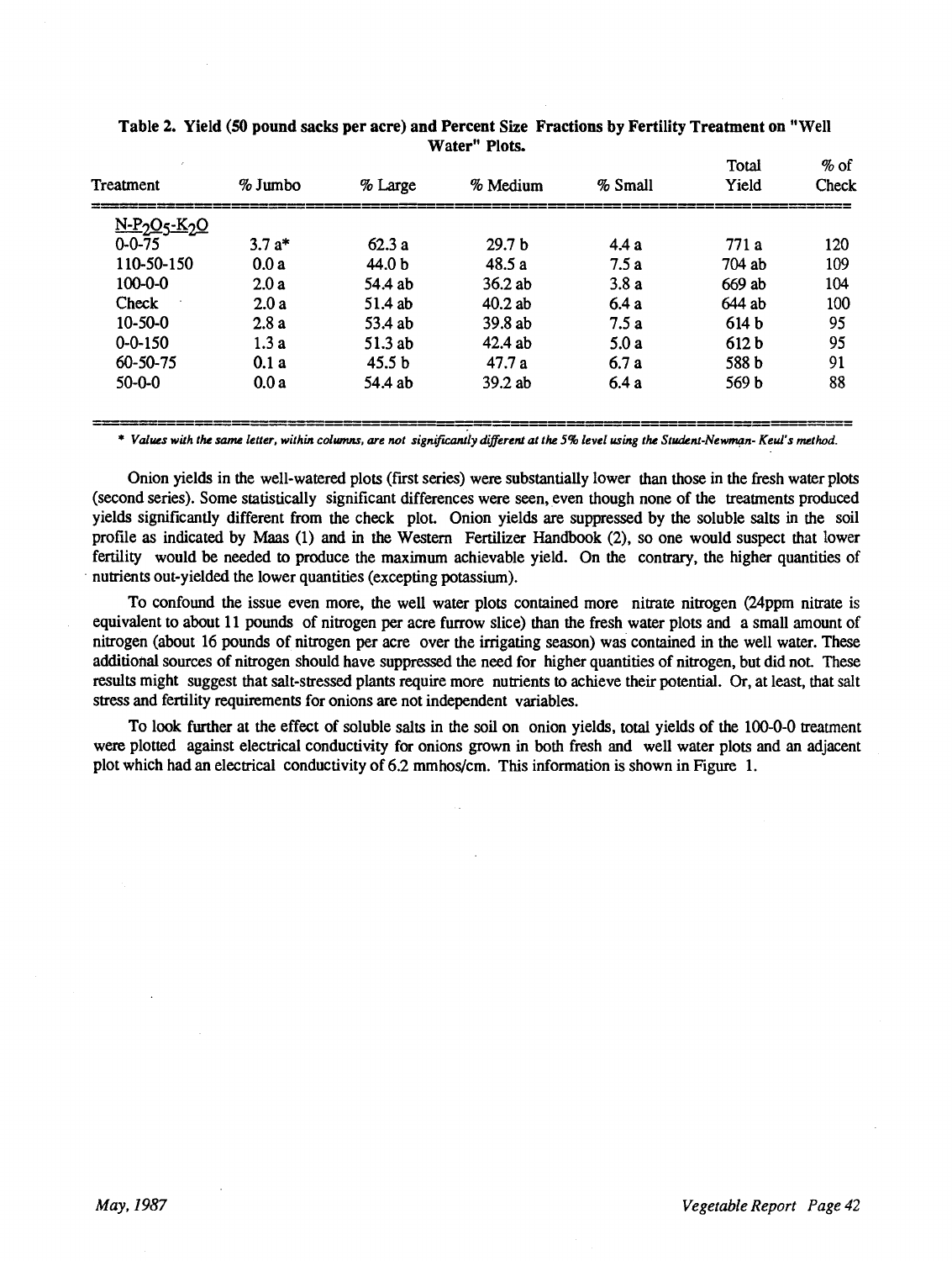**Table 2. Yield (50 pound sacks per acre) and Percent Size Fractions by Fertility Treatment on "Well Water" Plots.**

| Treatment | % Jumbo | % Large | % Medium | % Small | Total Yield | % of Check |
|---|---|---|---|---|---|---|
| $N$-$P_2O_5$-$K_2O$ | | | | | | |
| 0-0-75 | 3.7 a* | 62.3 a | 29.7 b | 4.4 a | 771 a | 120 |
| 110-50-150 | 0.0 a | 44.0 b | 48.5 a | 7.5 a | 704 ab | 109 |
| 100-0-0 | 2.0 a | 54.4 ab | 36.2 ab | 3.8 a | 669 ab | 104 |
| Check | 2.0 a | 51.4 ab | 40.2 ab | 6.4 a | 644 ab | 100 |
| 10-50-0 | 2.8 a | 53.4 ab | 39.8 ab | 7.5 a | 614 b | 95 |
| 0-0-150 | 1.3 a | 51.3 ab | 42.4 ab | 5.0 a | 612 b | 95 |
| 60-50-75 | 0.1 a | 45.5 b | 47.7 a | 6.7 a | 588 b | 91 |
| 50-0-0 | 0.0 a | 54.4 ab | 39.2 ab | 6.4 a | 569 b | 88 |

* *Values with the same letter, within columns, are not significantly different at the 5% level using the Student-Newman-Keul's method.*

Onion yields in the well-watered plots (first series) were substantially lower than those in the fresh water plots (second series). Some statistically significant differences were seen, even though none of the treatments produced yields significantly different from the check plot. Onion yields are suppressed by the soluble salts in the soil profile as indicated by Maas (1) and in the Western Fertilizer Handbook (2), so one would suspect that lower fertility would be needed to produce the maximum achievable yield. On the contrary, the higher quantities of nutrients out-yielded the lower quantities (excepting potassium).

To confound the issue even more, the well water plots contained more nitrate nitrogen (24ppm nitrate is equivalent to about 11 pounds of nitrogen per acre furrow slice) than the fresh water plots and a small amount of nitrogen (about 16 pounds of nitrogen per acre over the irrigating season) was contained in the well water. These additional sources of nitrogen should have suppressed the need for higher quantities of nitrogen, but did not. These results might suggest that salt-stressed plants require more nutrients to achieve their potential. Or, at least, that salt stress and fertility requirements for onions are not independent variables.

To look further at the effect of soluble salts in the soil on onion yields, total yields of the 100-0-0 treatment were plotted against electrical conductivity for onions grown in both fresh and well water plots and an adjacent plot which had an electrical conductivity of 6.2 mmhos/cm. This information is shown in Figure 1.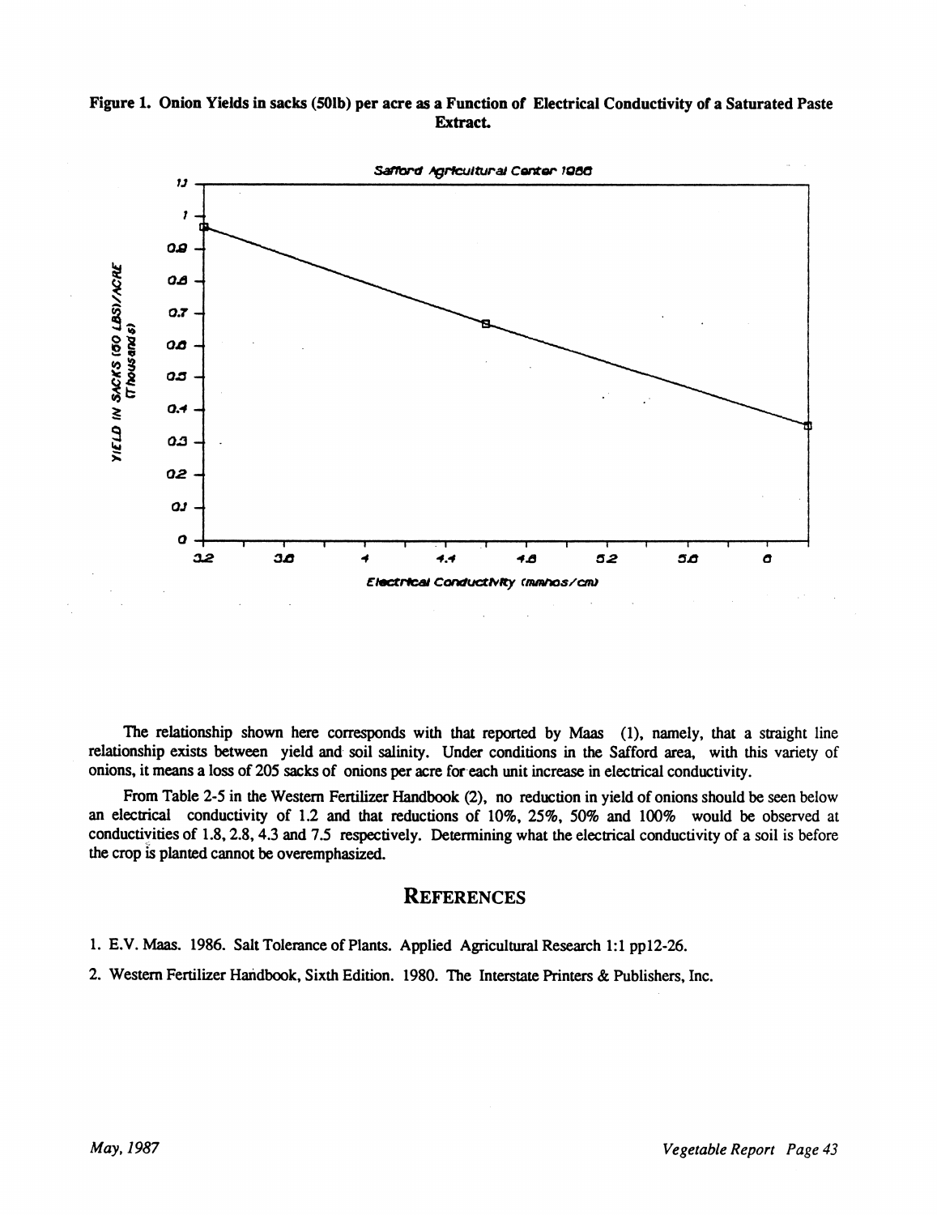**Figure 1. Onion Yields in sacks (50lb) per acre as a Function of Electrical Conductivity of a Saturated Paste Extract.**

Safford Agricultural Center 1986

YIELD IN SACKS (50 LBS)/ACRE (Thousands)

1.1
1
0.9
0.8
0.7
0.6
0.5
0.4
0.3
0.2
0.1
0

3.2 3.6 4 4.4 4.8 5.2 5.6 6

Electrical Conductivity (mmhos/cm)

The relationship shown here corresponds with that reported by Maas (1), namely, that a straight line relationship exists between yield and soil salinity. Under conditions in the Safford area, with this variety of onions, it means a loss of 205 sacks of onions per acre for each unit increase in electrical conductivity.

From Table 2-5 in the Western Fertilizer Handbook (2), no reduction in yield of onions should be seen below an electrical conductivity of 1.2 and that reductions of 10%, 25%, 50% and 100% would be observed at conductivities of 1.8, 2.8, 4.3 and 7.5 respectively. Determining what the electrical conductivity of a soil is before the crop is planted cannot be overemphasized.

## References

1. E.V. Maas. 1986. Salt Tolerance of Plants. Applied Agricultural Research 1:1 pp12-26.
2. Western Fertilizer Handbook, Sixth Edition. 1980. The Interstate Printers & Publishers, Inc.